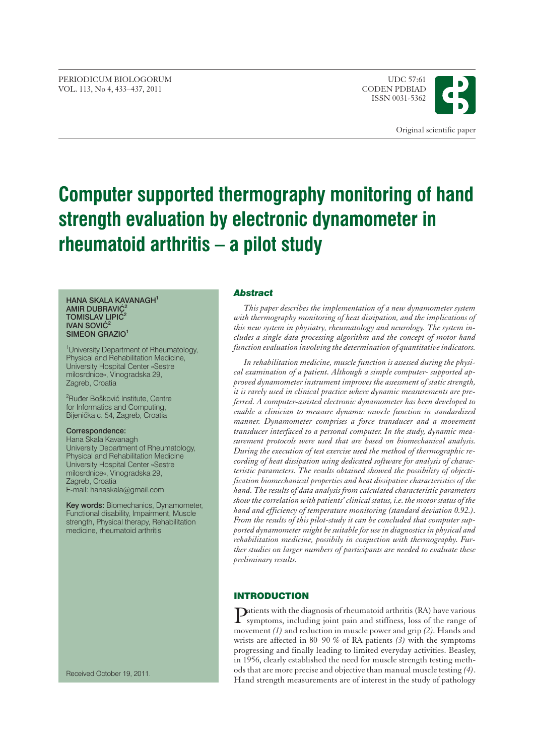Original scientific paper

# Computer supported thermography monitoring of hand strength evaluation by electronic dynamometer in rheumatoid arthritis – a pilot study

**HANA SKALA KAVANAGH[1]**
**AMIR DUBRAVIĆ[2]**
**TOMISLAV LIPIĆ[2]**
**IVAN SOVIĆ[2]**
**SIMEON GRAZIO[1]**

[1]University Department of Rheumatology, Physical and Rehabilitation Medicine, University Hospital Center »Sestre milosrdnice«, Vinogradska 29, Zagreb, Croatia

[2]Ruđer Bošković Institute, Centre for Informatics and Computing, Bijenička c. 54, Zagreb, Croatia

**Correspondence:**
Hana Skala Kavanagh
University Department of Rheumatology, Physical and Rehabilitation Medicine
University Hospital Center »Sestre milosrdnice«, Vinogradska 29, Zagreb, Croatia
E-mail: hanaskala@gmail.com

**Key words:** Biomechanics, Dynamometer, Functional disability, Impairment, Muscle strength, Physical therapy, Rehabilitation medicine, rheumatoid arthritis

Received October 19, 2011.

## Abstract

*This paper describes the implementation of a new dynamometer system with thermography monitoring of heat dissipation, and the implications of this new system in physiatry, rheumatology and neurology. The system includes a single data processing algorithm and the concept of motor hand function evaluation involving the determination of quantitative indicators.*

*In rehabilitation medicine, muscle function is assessed during the physical examination of a patient. Although a simple computer- supported approved dynamometer instrument improves the assessment of static strength, it is rarely used in clinical practice where dynamic measurements are preferred. A computer-assisted electronic dynamometer has been developed to enable a clinician to measure dynamic muscle function in standardized manner. Dynamometer comprises a force transducer and a movement transducer interfaced to a personal computer. In the study, dynamic measurement protocols were used that are based on biomechanical analysis. During the execution of test exercise used the method of thermographic recording of heat dissipation using dedicated software for analysis of characteristic parameters. The results obtained showed the possibility of objectification biomechanical properties and heat dissipative characteristics of the hand. The results of data analysis from calculated characteristic parameters show the correlation with patients' clinical status, i.e. the motor status of the hand and efficiency of temperature monitoring (standard deviation 0.92.). From the results of this pilot-study it can be concluded that computer supported dynamometer might be suitable for use in diagnostics in physical and rehabilitation medicine, possibly in conjuction with thermography. Further studies on larger numbers of participants are needed to evaluate these preliminary results.*

## INTRODUCTION

Patients with the diagnosis of rheumatoid arthritis (RA) have various symptoms, including joint pain and stiffness, loss of the range of movement *(1)* and reduction in muscle power and grip *(2)*. Hands and wrists are affected in 80–90 % of RA patients *(3)* with the symptoms progressing and finally leading to limited everyday activities. Beasley, in 1956, clearly established the need for muscle strength testing methods that are more precise and objective than manual muscle testing *(4)*. Hand strength measurements are of interest in the study of pathology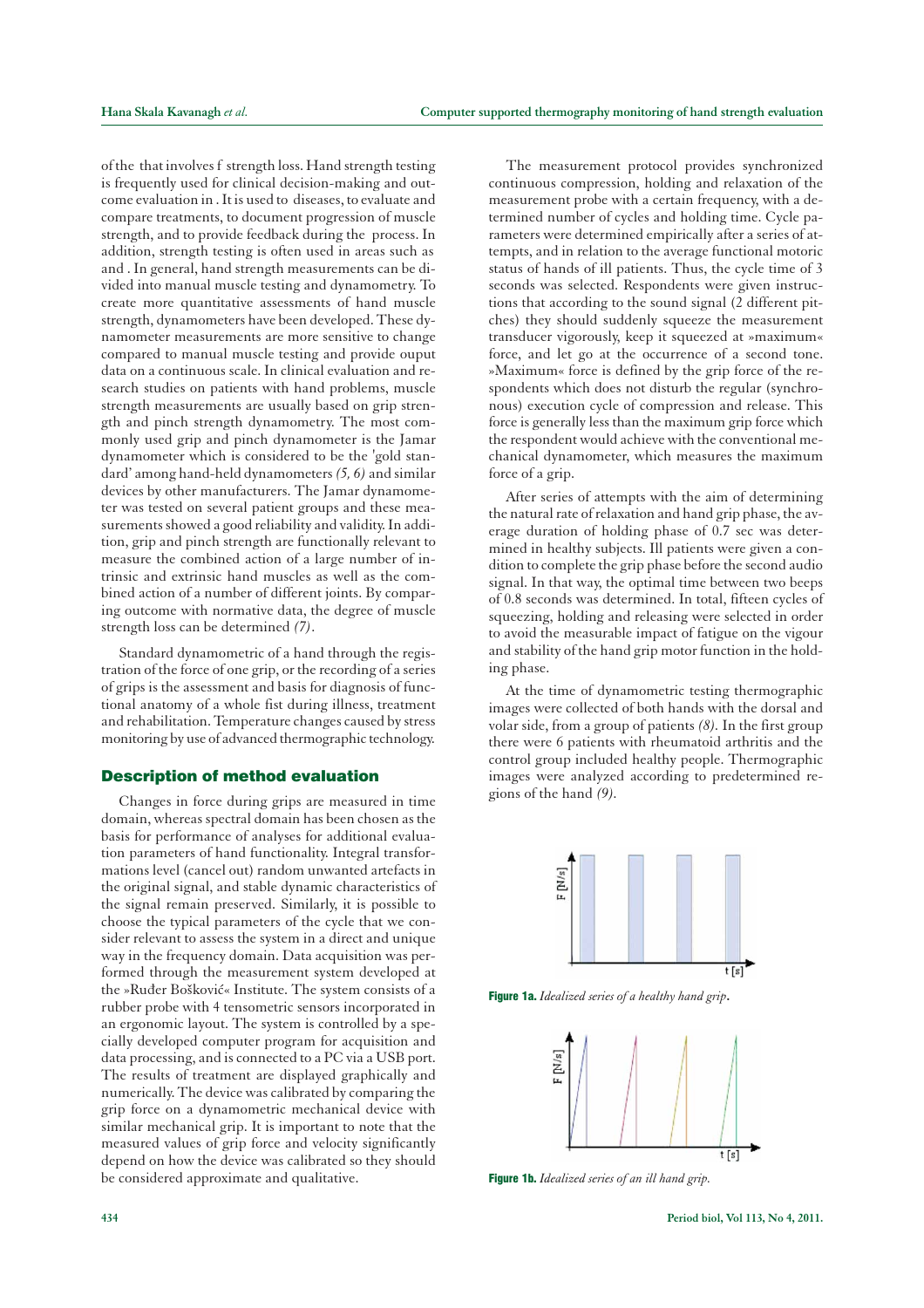of the that involves f strength loss. Hand strength testing is frequently used for clinical decision-making and outcome evaluation in . It is used to diseases, to evaluate and compare treatments, to document progression of muscle strength, and to provide feedback during the process. In addition, strength testing is often used in areas such as and . In general, hand strength measurements can be divided into manual muscle testing and dynamometry. To create more quantitative assessments of hand muscle strength, dynamometers have been developed. These dynamometer measurements are more sensitive to change compared to manual muscle testing and provide ouput data on a continuous scale. In clinical evaluation and research studies on patients with hand problems, muscle strength measurements are usually based on grip strength and pinch strength dynamometry. The most commonly used grip and pinch dynamometer is the Jamar dynamometer which is considered to be the 'gold standard' among hand-held dynamometers *(5, 6)* and similar devices by other manufacturers. The Jamar dynamometer was tested on several patient groups and these measurements showed a good reliability and validity. In addition, grip and pinch strength are functionally relevant to measure the combined action of a large number of intrinsic and extrinsic hand muscles as well as the combined action of a number of different joints. By comparing outcome with normative data, the degree of muscle strength loss can be determined *(7)*.

Standard dynamometric of a hand through the registration of the force of one grip, or the recording of a series of grips is the assessment and basis for diagnosis of functional anatomy of a whole fist during illness, treatment and rehabilitation. Temperature changes caused by stress monitoring by use of advanced thermographic technology.

## Description of method evaluation

Changes in force during grips are measured in time domain, whereas spectral domain has been chosen as the basis for performance of analyses for additional evaluation parameters of hand functionality. Integral transformations level (cancel out) random unwanted artefacts in the original signal, and stable dynamic characteristics of the signal remain preserved. Similarly, it is possible to choose the typical parameters of the cycle that we consider relevant to assess the system in a direct and unique way in the frequency domain. Data acquisition was performed through the measurement system developed at the »Ruđer Bošković« Institute. The system consists of a rubber probe with 4 tensometric sensors incorporated in an ergonomic layout. The system is controlled by a specially developed computer program for acquisition and data processing, and is connected to a PC via a USB port. The results of treatment are displayed graphically and numerically. The device was calibrated by comparing the grip force on a dynamometric mechanical device with similar mechanical grip. It is important to note that the measured values of grip force and velocity significantly depend on how the device was calibrated so they should be considered approximate and qualitative.

The measurement protocol provides synchronized continuous compression, holding and relaxation of the measurement probe with a certain frequency, with a determined number of cycles and holding time. Cycle parameters were determined empirically after a series of attempts, and in relation to the average functional motoric status of hands of ill patients. Thus, the cycle time of 3 seconds was selected. Respondents were given instructions that according to the sound signal (2 different pitches) they should suddenly squeeze the measurement transducer vigorously, keep it squeezed at »maximum« force, and let go at the occurrence of a second tone. »Maximum« force is defined by the grip force of the respondents which does not disturb the regular (synchronous) execution cycle of compression and release. This force is generally less than the maximum grip force which the respondent would achieve with the conventional mechanical dynamometer, which measures the maximum force of a grip.

After series of attempts with the aim of determining the natural rate of relaxation and hand grip phase, the average duration of holding phase of 0.7 sec was determined in healthy subjects. Ill patients were given a condition to complete the grip phase before the second audio signal. In that way, the optimal time between two beeps of 0.8 seconds was determined. In total, fifteen cycles of squeezing, holding and releasing were selected in order to avoid the measurable impact of fatigue on the vigour and stability of the hand grip motor function in the holding phase.

At the time of dynamometric testing thermographic images were collected of both hands with the dorsal and volar side, from a group of patients *(8)*. In the first group there were 6 patients with rheumatoid arthritis and the control group included healthy people. Thermographic images were analyzed according to predetermined regions of the hand *(9)*.

**Figure 1a.** *Idealized series of a healthy hand grip*.

**Figure 1b.** *Idealized series of an ill hand grip.*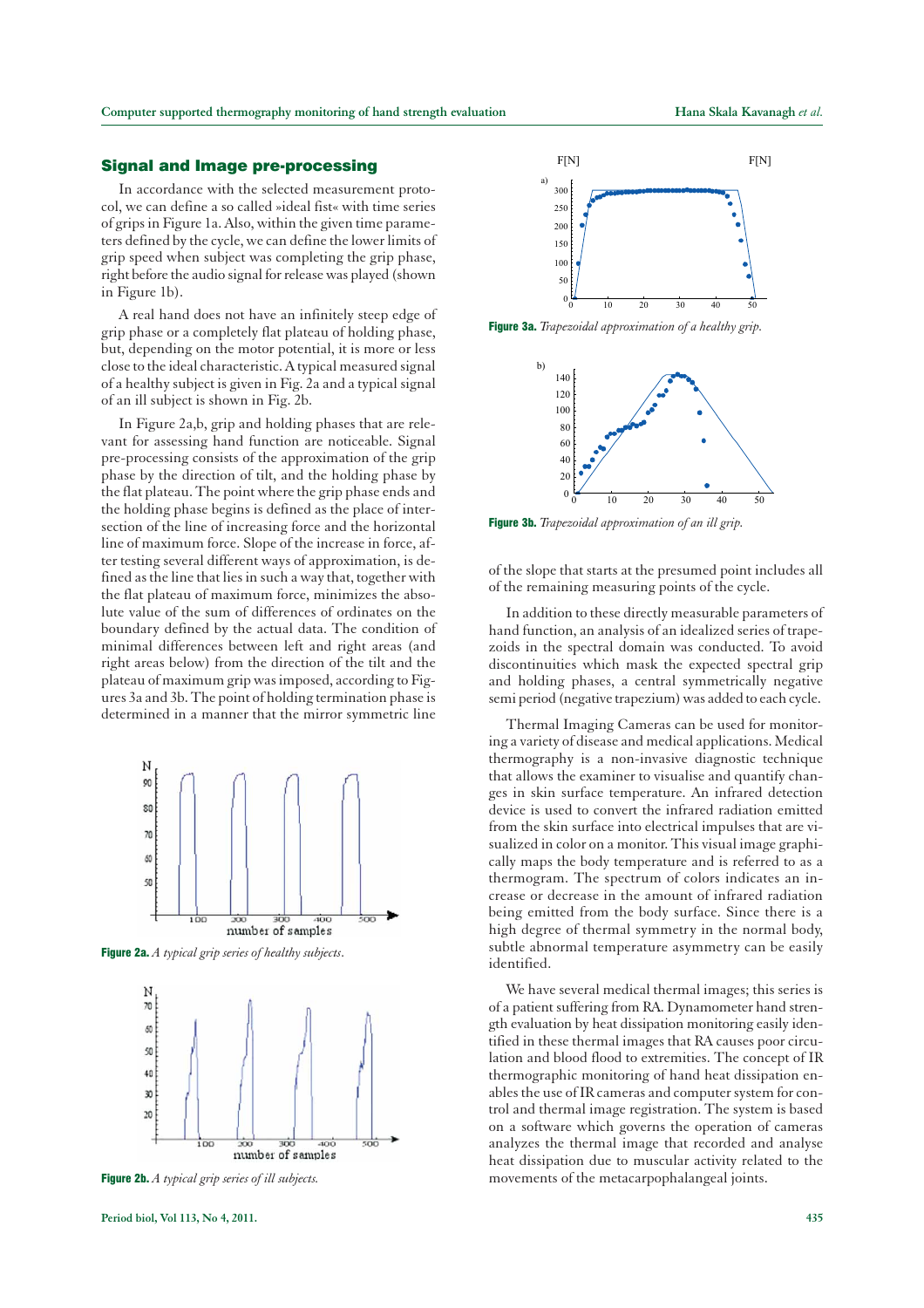## Signal and Image pre-processing

In accordance with the selected measurement protocol, we can define a so called »ideal fist« with time series of grips in Figure 1a. Also, within the given time parameters defined by the cycle, we can define the lower limits of grip speed when subject was completing the grip phase, right before the audio signal for release was played (shown in Figure 1b).

A real hand does not have an infinitely steep edge of grip phase or a completely flat plateau of holding phase, but, depending on the motor potential, it is more or less close to the ideal characteristic. A typical measured signal of a healthy subject is given in Fig. 2a and a typical signal of an ill subject is shown in Fig. 2b.

In Figure 2a,b, grip and holding phases that are relevant for assessing hand function are noticeable. Signal pre-processing consists of the approximation of the grip phase by the direction of tilt, and the holding phase by the flat plateau. The point where the grip phase ends and the holding phase begins is defined as the place of intersection of the line of increasing force and the horizontal line of maximum force. Slope of the increase in force, after testing several different ways of approximation, is defined as the line that lies in such a way that, together with the flat plateau of maximum force, minimizes the absolute value of the sum of differences of ordinates on the boundary defined by the actual data. The condition of minimal differences between left and right areas (and right areas below) from the direction of the tilt and the plateau of maximum grip was imposed, according to Figures 3a and 3b. The point of holding termination phase is determined in a manner that the mirror symmetric line of the slope that starts at the presumed point includes all of the remaining measuring points of the cycle.

**Figure 2a.** *A typical grip series of healthy subjects.*

**Figure 2b.** *A typical grip series of ill subjects.*

**Figure 3a.** *Trapezoidal approximation of a healthy grip.*

**Figure 3b.** *Trapezoidal approximation of an ill grip.*

In addition to these directly measurable parameters of hand function, an analysis of an idealized series of trapezoids in the spectral domain was conducted. To avoid discontinuities which mask the expected spectral grip and holding phases, a central symmetrically negative semi period (negative trapezium) was added to each cycle.

Thermal Imaging Cameras can be used for monitoring a variety of disease and medical applications. Medical thermography is a non-invasive diagnostic technique that allows the examiner to visualise and quantify changes in skin surface temperature. An infrared detection device is used to convert the infrared radiation emitted from the skin surface into electrical impulses that are visualized in color on a monitor. This visual image graphically maps the body temperature and is referred to as a thermogram. The spectrum of colors indicates an increase or decrease in the amount of infrared radiation being emitted from the body surface. Since there is a high degree of thermal symmetry in the normal body, subtle abnormal temperature asymmetry can be easily identified.

We have several medical thermal images; this series is of a patient suffering from RA. Dynamometer hand strength evaluation by heat dissipation monitoring easily identified in these thermal images that RA causes poor circulation and blood flood to extremities. The concept of IR thermographic monitoring of hand heat dissipation enables the use of IR cameras and computer system for control and thermal image registration. The system is based on a software which governs the operation of cameras analyzes the thermal image that recorded and analyse heat dissipation due to muscular activity related to the movements of the metacarpophalangeal joints.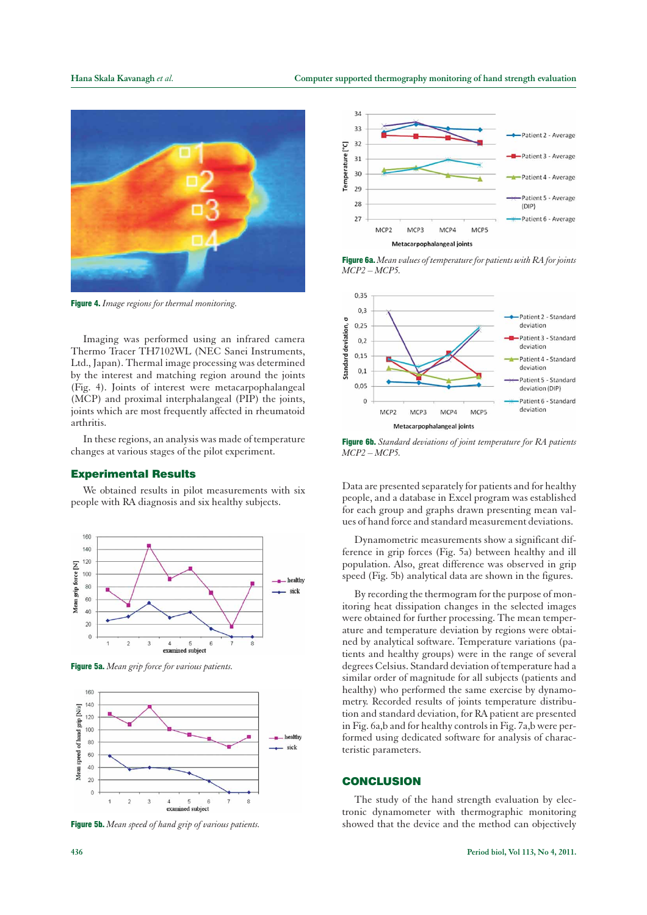Figure 4. *Image regions for thermal monitoring.*

Imaging was performed using an infrared camera Thermo Tracer TH7102WL (NEC Sanei Instruments, Ltd., Japan). Thermal image processing was determined by the interest and matching region around the joints (Fig. 4). Joints of interest were metacarpophalangeal (MCP) and proximal interphalangeal (PIP) the joints, joints which are most frequently affected in rheumatoid arthritis.

In these regions, an analysis was made of temperature changes at various stages of the pilot experiment.

## Experimental Results

We obtained results in pilot measurements with six people with RA diagnosis and six healthy subjects.

Figure 5a. *Mean grip force for various patients.*

Figure 5b. *Mean speed of hand grip of various patients.*

Figure 6a. *Mean values of temperature for patients with RA for joints MCP2 – MCP5.*

Figure 6b. *Standard deviations of joint temperature for RA patients MCP2 – MCP5.*

Data are presented separately for patients and for healthy people, and a database in Excel program was established for each group and graphs drawn presenting mean values of hand force and standard measurement deviations.

Dynamometric measurements show a significant difference in grip forces (Fig. 5a) between healthy and ill population. Also, great difference was observed in grip speed (Fig. 5b) analytical data are shown in the figures.

By recording the thermogram for the purpose of monitoring heat dissipation changes in the selected images were obtained for further processing. The mean temperature and temperature deviation by regions were obtained by analytical software. Temperature variations (patients and healthy groups) were in the range of several degrees Celsius. Standard deviation of temperature had a similar order of magnitude for all subjects (patients and healthy) who performed the same exercise by dynamometry. Recorded results of joints temperature distribution and standard deviation, for RA patient are presented in Fig. 6a,b and for healthy controls in Fig. 7a,b were performed using dedicated software for analysis of characteristic parameters.

## CONCLUSION

The study of the hand strength evaluation by electronic dynamometer with thermographic monitoring showed that the device and the method can objectively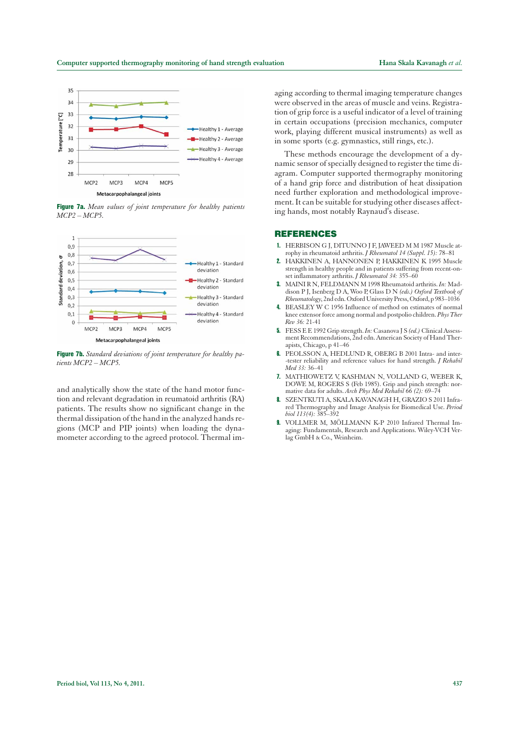35
34
33
32
31
30
29
28

Temperature [°C]

MCP2 MCP3 MCP4 MCP5

Metacarpophalangeal joints

Healthy 1 - Average
Healthy 2 - Average
Healthy 3 - Average
Healthy 4 - Average

**Figure 7a.** *Mean values of joint temperature for healthy patients MCP2 – MCP5.*

1
0,9
0,8
0,7
0,6
0,5
0,4
0,3
0,2
0,1
0

Standard deviation, σ

MCP2 MCP3 MCP4 MCP5

Metacarpophalangeal joints

Healthy 1 - Standard deviation
Healthy 2 - Standard deviation
Healthy 3 - Standard deviation
Healthy 4 - Standard deviation

**Figure 7b.** *Standard deviations of joint temperature for healthy patients MCP2 – MCP5.*

and analytically show the state of the hand motor function and relevant degradation in reumatoid arthritis (RA) patients. The results show no significant change in the thermal dissipation of the hand in the analyzed hands regions (MCP and PIP joints) when loading the dynamometer according to the agreed protocol. Thermal imaging according to thermal imaging temperature changes were observed in the areas of muscle and veins. Registration of grip force is a useful indicator of a level of training in certain occupations (precision mechanics, computer work, playing different musical instruments) as well as in some sports (e.g. gymnastics, still rings, etc.).

These methods encourage the development of a dynamic sensor of specially designed to register the time diagram. Computer supported thermography monitoring of a hand grip force and distribution of heat dissipation need further exploration and methodological improvement. It can be suitable for studying other diseases affecting hands, most notably Raynaud's disease.

## REFERENCES

1. HERBISON G J, DITUNNO J F, JAWEED M M 1987 Muscle atrophy in rheumatoid arthritis. *J Rheumatol 14 (Suppl. 15):* 78–81
2. HAKKINEN A, HANNONEN P, HAKKINEN K 1995 Muscle strength in healthy people and in patients suffering from recent-onset inflammatory arthritis. *J Rheumatol 34:* 355–60
3. MAINI R N, FELDMANN M 1998 Rheumatoid arthritis. *In:* Maddison P J, Isenberg D A, Woo P, Glass D N *(eds.) Oxford Textbook of Rheumatology*, 2nd edn. Oxford University Press, Oxford, p 983–1036
4. BEASLEY W C 1956 Influence of method on estimates of normal knee extensor force among normal and postpolio children. *Phys Ther Rev 36:* 21-41
5. FESS E E 1992 Grip strength. *In:* Casanova J S *(ed.)* Clinical Assessment Recommendations, 2nd edn. American Society of Hand Therapists, Chicago, p 41–46
6. PEOLSSON A, HEDLUND R, OBERG B 2001 Intra- and inter--tester reliability and reference values for hand strength. *J Rehabil Med 33:* 36–41
7. MATHIOWETZ V, KASHMAN N, VOLLAND G, WEBER K, DOWE M, ROGERS S (Feb 1985). Grip and pinch strength: normative data for adults. *Arch Phys Med Rehabil 66 (2):* 69–74
8. SZENTKUTI A, SKALA KAVANAGH H, GRAZIO S 2011 Infrared Thermography and Image Analysis for Biomedical Use. *Period biol 113(4):* 385–392
9. VOLLMER M, MÖLLMANN K-P 2010 Infrared Thermal Imaging: Fundamentals, Research and Applications. Wiley-VCH Verlag GmbH & Co., Weinheim.